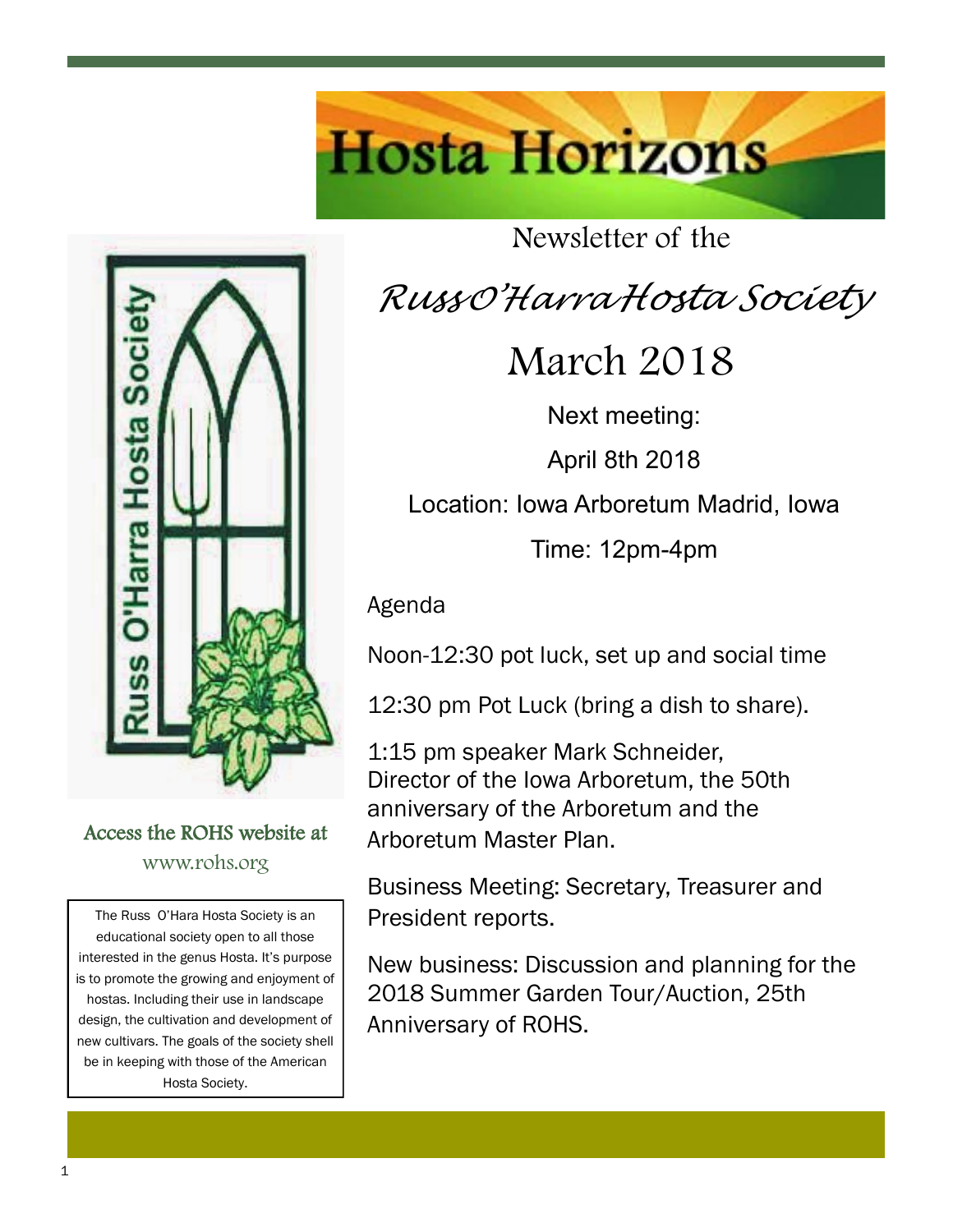# Hosta Horizons

Newsletter of the

*Russ O'Harra Hosta Society*

## March 2018

Next meeting:

April 8th 2018

Location: Iowa Arboretum Madrid, Iowa

Time: 12pm-4pm

Agenda

Noon-12:30 pot luck, set up and social time

12:30 pm Pot Luck (bring a dish to share).

1:15 pm speaker Mark Schneider, Director of the Iowa Arboretum, the 50th anniversary of the Arboretum and the Arboretum Master Plan.

Business Meeting: Secretary, Treasurer and President reports.

New business: Discussion and planning for the 2018 Summer Garden Tour/Auction, 25th Anniversary of ROHS.

Russ O'Harra Hosta Society

Access the ROHS website at www.rohs.org

The Russ O'Hara Hosta Society is an educational society open to all those interested in the genus Hosta. It's purpose is to promote the growing and enjoyment of hostas. Including their use in landscape design, the cultivation and development of new cultivars. The goals of the society shell be in keeping with those of the American Hosta Society.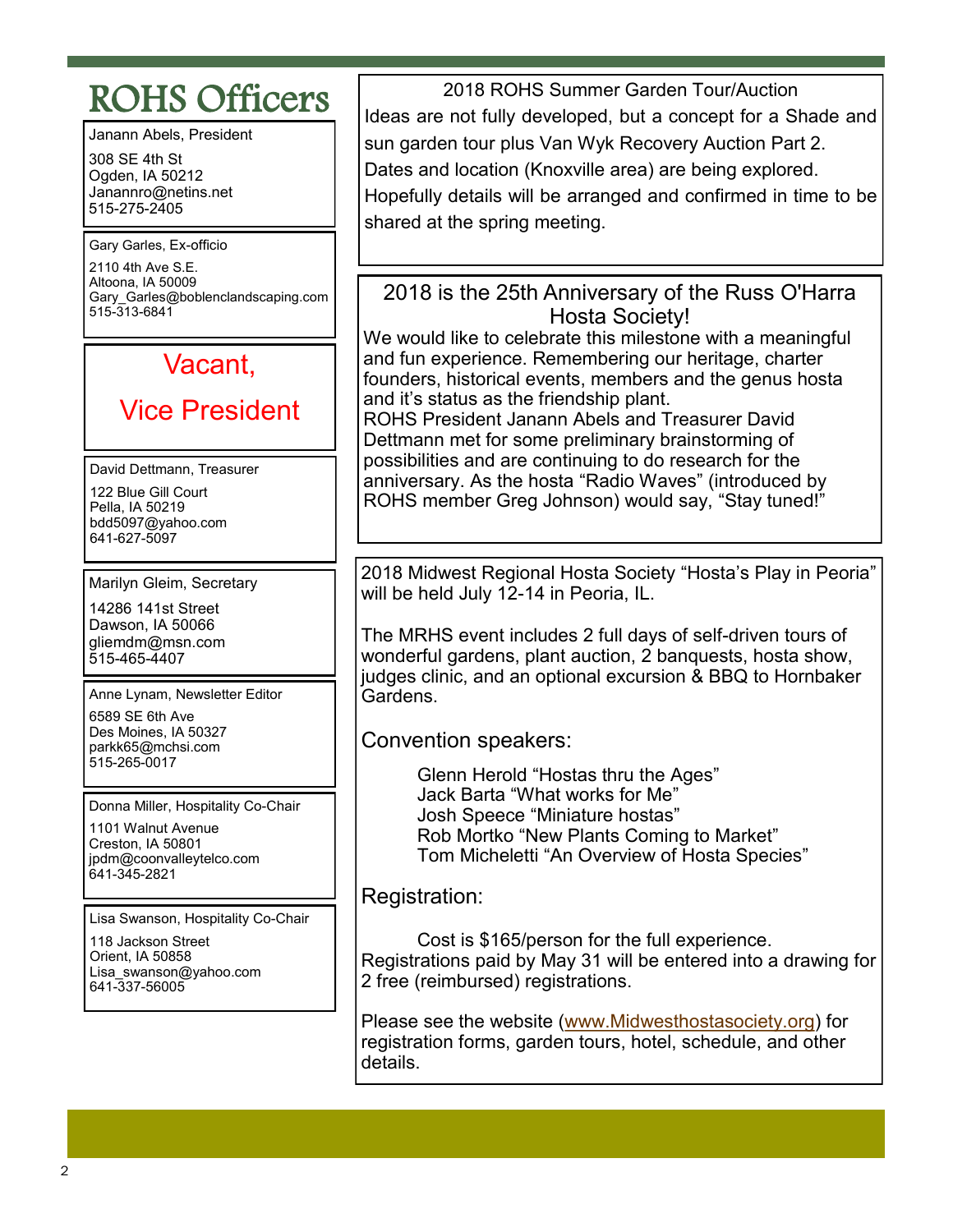# ROHS Officers

Janann Abels, President
308 SE 4th St
Ogden, IA 50212
Janannro@netins.net
515-275-2405

Gary Garles, Ex-officio
2110 4th Ave S.E.
Altoona, IA 50009
Gary_Garles@boblenclandscaping.com
515-313-6841

Vacant,

Vice President

David Dettmann, Treasurer
122 Blue Gill Court
Pella, IA 50219
bdd5097@yahoo.com
641-627-5097

Marilyn Gleim, Secretary
14286 141st Street
Dawson, IA 50066
gliemdm@msn.com
515-465-4407

Anne Lynam, Newsletter Editor
6589 SE 6th Ave
Des Moines, IA 50327
parkk65@mchsi.com
515-265-0017

Donna Miller, Hospitality Co-Chair
1101 Walnut Avenue
Creston, IA 50801
jpdm@coonvalleytelco.com
641-345-2821

Lisa Swanson, Hospitality Co-Chair
118 Jackson Street
Orient, IA 50858
Lisa_swanson@yahoo.com
641-337-56005

## 2018 ROHS Summer Garden Tour/Auction

Ideas are not fully developed, but a concept for a Shade and sun garden tour plus Van Wyk Recovery Auction Part 2. Dates and location (Knoxville area) are being explored. Hopefully details will be arranged and confirmed in time to be shared at the spring meeting.

## 2018 is the 25th Anniversary of the Russ O'Harra Hosta Society!

We would like to celebrate this milestone with a meaningful and fun experience. Remembering our heritage, charter founders, historical events, members and the genus hosta and it's status as the friendship plant.
ROHS President Janann Abels and Treasurer David Dettmann met for some preliminary brainstorming of possibilities and are continuing to do research for the anniversary. As the hosta "Radio Waves" (introduced by ROHS member Greg Johnson) would say, "Stay tuned!"

2018 Midwest Regional Hosta Society "Hosta's Play in Peoria" will be held July 12-14 in Peoria, IL.

The MRHS event includes 2 full days of self-driven tours of wonderful gardens, plant auction, 2 banquets, hosta show, judges clinic, and an optional excursion & BBQ to Hornbaker Gardens.

Convention speakers:

Glenn Herold "Hostas thru the Ages"
Jack Barta "What works for Me"
Josh Speece "Miniature hostas"
Rob Mortko "New Plants Coming to Market"
Tom Micheletti "An Overview of Hosta Species"

Registration:

Cost is $165/person for the full experience.
Registrations paid by May 31 will be entered into a drawing for 2 free (reimbursed) registrations.

Please see the website (www.Midwesthostasociety.org) for registration forms, garden tours, hotel, schedule, and other details.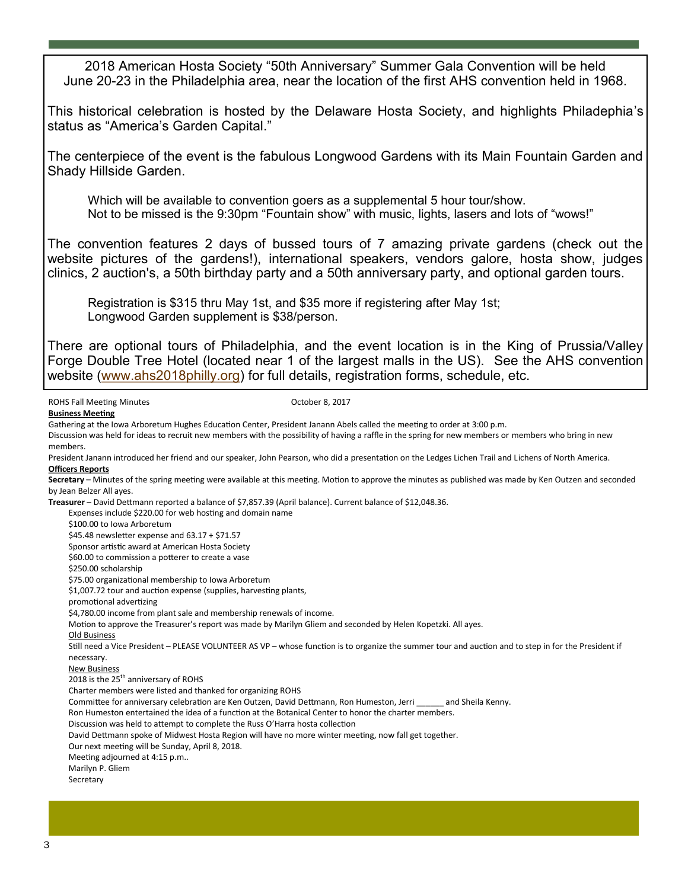2018 American Hosta Society "50th Anniversary" Summer Gala Convention will be held June 20-23 in the Philadelphia area, near the location of the first AHS convention held in 1968.

This historical celebration is hosted by the Delaware Hosta Society, and highlights Philadephia's status as "America's Garden Capital."

The centerpiece of the event is the fabulous Longwood Gardens with its Main Fountain Garden and Shady Hillside Garden.

Which will be available to convention goers as a supplemental 5 hour tour/show.
Not to be missed is the 9:30pm "Fountain show" with music, lights, lasers and lots of "wows!"

The convention features 2 days of bussed tours of 7 amazing private gardens (check out the website pictures of the gardens!), international speakers, vendors galore, hosta show, judges clinics, 2 auction's, a 50th birthday party and a 50th anniversary party, and optional garden tours.

Registration is $315 thru May 1st, and $35 more if registering after May 1st;
Longwood Garden supplement is $38/person.

There are optional tours of Philadelphia, and the event location is in the King of Prussia/Valley Forge Double Tree Hotel (located near 1 of the largest malls in the US). See the AHS convention website (www.ahs2018philly.org) for full details, registration forms, schedule, etc.

ROHS Fall Meeting Minutes October 8, 2017

**Business Meeting**

Gathering at the Iowa Arboretum Hughes Education Center, President Janann Abels called the meeting to order at 3:00 p.m.

Discussion was held for ideas to recruit new members with the possibility of having a raffle in the spring for new members or members who bring in new members.

President Janann introduced her friend and our speaker, John Pearson, who did a presentation on the Ledges Lichen Trail and Lichens of North America.

**Officers Reports**

**Secretary** – Minutes of the spring meeting were available at this meeting. Motion to approve the minutes as published was made by Ken Outzen and seconded by Jean Belzer All ayes.

**Treasurer** – David Dettmann reported a balance of $7,857.39 (April balance). Current balance of $12,048.36.

Expenses include $220.00 for web hosting and domain name
$100.00 to Iowa Arboretum
$45.48 newsletter expense and 63.17 + $71.57
Sponsor artistic award at American Hosta Society
$60.00 to commission a potterer to create a vase
$250.00 scholarship
$75.00 organizational membership to Iowa Arboretum
$1,007.72 tour and auction expense (supplies, harvesting plants,
promotional advertizing
$4,780.00 income from plant sale and membership renewals of income.
Motion to approve the Treasurer's report was made by Marilyn Gliem and seconded by Helen Kopetzki. All ayes.

Old Business

Still need a Vice President – PLEASE VOLUNTEER AS VP – whose function is to organize the summer tour and auction and to step in for the President if necessary.

New Business

2018 is the 25th anniversary of ROHS
Charter members were listed and thanked for organizing ROHS
Committee for anniversary celebration are Ken Outzen, David Dettmann, Ron Humeston, Jerri ______ and Sheila Kenny.
Ron Humeston entertained the idea of a function at the Botanical Center to honor the charter members.
Discussion was held to attempt to complete the Russ O'Harra hosta collection
David Dettmann spoke of Midwest Hosta Region will have no more winter meeting, now fall get together.
Our next meeting will be Sunday, April 8, 2018.
Meeting adjourned at 4:15 p.m..
Marilyn P. Gliem
Secretary